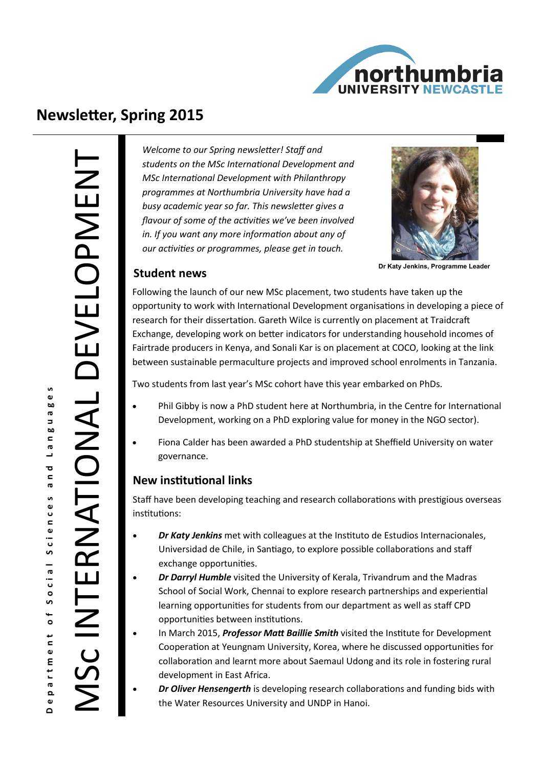# Newsletter, Spring 2015

MSc INTERNATIONAL DEVELOPMENT

Department of Social Sciences and Languages

*Welcome to our Spring newsletter! Staff and students on the MSc International Development and MSc International Development with Philanthropy programmes at Northumbria University have had a busy academic year so far. This newsletter gives a flavour of some of the activities we've been involved in. If you want any more information about any of our activities or programmes, please get in touch.*

Dr Katy Jenkins, Programme Leader

## Student news

Following the launch of our new MSc placement, two students have taken up the opportunity to work with International Development organisations in developing a piece of research for their dissertation. Gareth Wilce is currently on placement at Traidcraft Exchange, developing work on better indicators for understanding household incomes of Fairtrade producers in Kenya, and Sonali Kar is on placement at COCO, looking at the link between sustainable permaculture projects and improved school enrolments in Tanzania.

Two students from last year's MSc cohort have this year embarked on PhDs.

- Phil Gibby is now a PhD student here at Northumbria, in the Centre for International Development, working on a PhD exploring value for money in the NGO sector).
- Fiona Calder has been awarded a PhD studentship at Sheffield University on water governance.

## New institutional links

Staff have been developing teaching and research collaborations with prestigious overseas institutions:

- ***Dr Katy Jenkins*** met with colleagues at the Instituto de Estudios Internacionales, Universidad de Chile, in Santiago, to explore possible collaborations and staff exchange opportunities.
- ***Dr Darryl Humble*** visited the University of Kerala, Trivandrum and the Madras School of Social Work, Chennai to explore research partnerships and experiential learning opportunities for students from our department as well as staff CPD opportunities between institutions.
- In March 2015, ***Professor Matt Baillie Smith*** visited the Institute for Development Cooperation at Yeungnam University, Korea, where he discussed opportunities for collaboration and learnt more about Saemaul Udong and its role in fostering rural development in East Africa.
- ***Dr Oliver Hensengerth*** is developing research collaborations and funding bids with the Water Resources University and UNDP in Hanoi.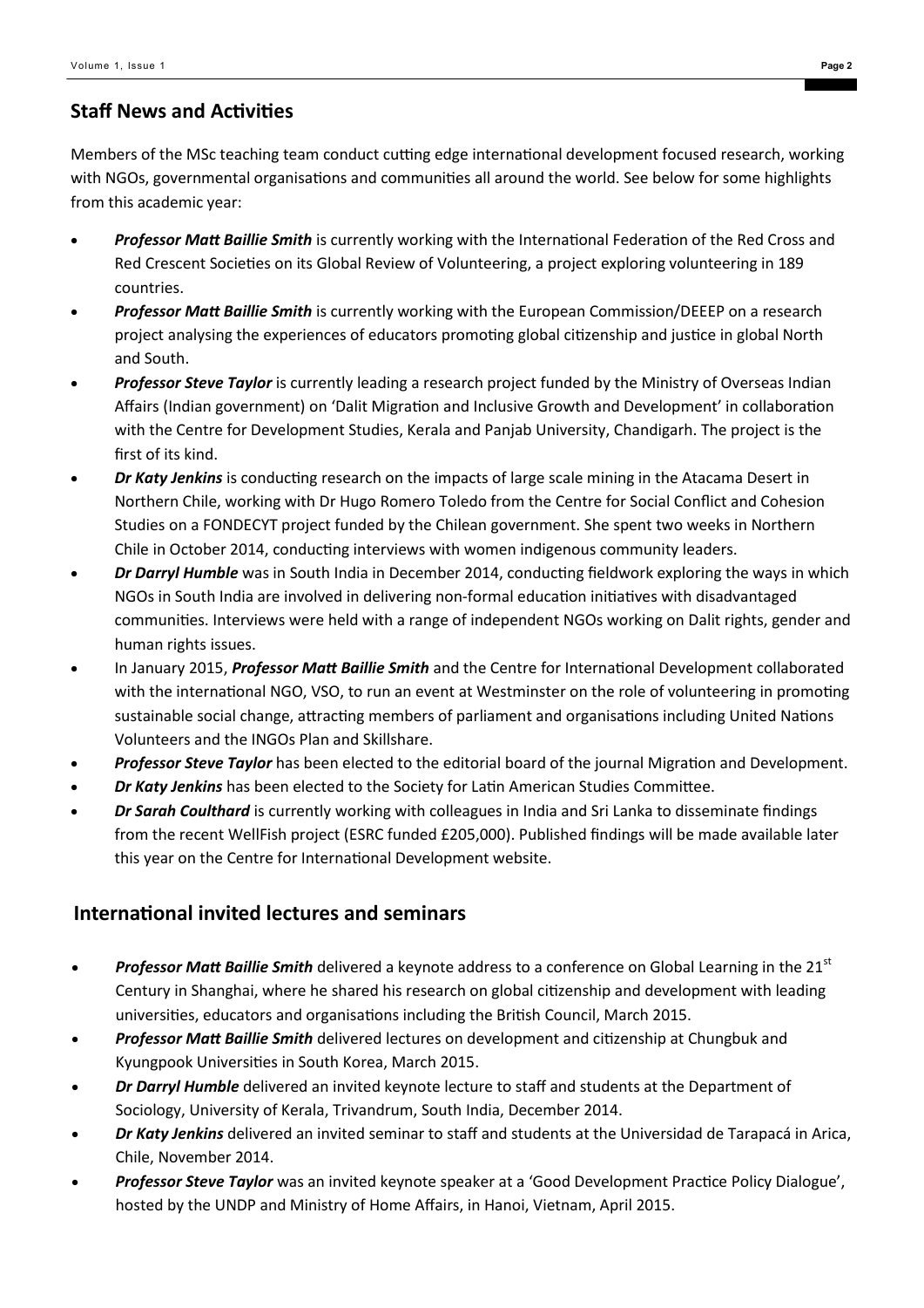## Staff News and Activities

Members of the MSc teaching team conduct cutting edge international development focused research, working with NGOs, governmental organisations and communities all around the world. See below for some highlights from this academic year:

- ***Professor Matt Baillie Smith*** is currently working with the International Federation of the Red Cross and Red Crescent Societies on its Global Review of Volunteering, a project exploring volunteering in 189 countries.
- ***Professor Matt Baillie Smith*** is currently working with the European Commission/DEEEP on a research project analysing the experiences of educators promoting global citizenship and justice in global North and South.
- ***Professor Steve Taylor*** is currently leading a research project funded by the Ministry of Overseas Indian Affairs (Indian government) on 'Dalit Migration and Inclusive Growth and Development' in collaboration with the Centre for Development Studies, Kerala and Panjab University, Chandigarh. The project is the first of its kind.
- ***Dr Katy Jenkins*** is conducting research on the impacts of large scale mining in the Atacama Desert in Northern Chile, working with Dr Hugo Romero Toledo from the Centre for Social Conflict and Cohesion Studies on a FONDECYT project funded by the Chilean government. She spent two weeks in Northern Chile in October 2014, conducting interviews with women indigenous community leaders.
- ***Dr Darryl Humble*** was in South India in December 2014, conducting fieldwork exploring the ways in which NGOs in South India are involved in delivering non-formal education initiatives with disadvantaged communities. Interviews were held with a range of independent NGOs working on Dalit rights, gender and human rights issues.
- In January 2015, ***Professor Matt Baillie Smith*** and the Centre for International Development collaborated with the international NGO, VSO, to run an event at Westminster on the role of volunteering in promoting sustainable social change, attracting members of parliament and organisations including United Nations Volunteers and the INGOs Plan and Skillshare.
- ***Professor Steve Taylor*** has been elected to the editorial board of the journal Migration and Development.
- ***Dr Katy Jenkins*** has been elected to the Society for Latin American Studies Committee.
- ***Dr Sarah Coulthard*** is currently working with colleagues in India and Sri Lanka to disseminate findings from the recent WellFish project (ESRC funded £205,000). Published findings will be made available later this year on the Centre for International Development website.

## International invited lectures and seminars

- ***Professor Matt Baillie Smith*** delivered a keynote address to a conference on Global Learning in the 21st Century in Shanghai, where he shared his research on global citizenship and development with leading universities, educators and organisations including the British Council, March 2015.
- ***Professor Matt Baillie Smith*** delivered lectures on development and citizenship at Chungbuk and Kyungpook Universities in South Korea, March 2015.
- ***Dr Darryl Humble*** delivered an invited keynote lecture to staff and students at the Department of Sociology, University of Kerala, Trivandrum, South India, December 2014.
- ***Dr Katy Jenkins*** delivered an invited seminar to staff and students at the Universidad de Tarapacá in Arica, Chile, November 2014.
- ***Professor Steve Taylor*** was an invited keynote speaker at a 'Good Development Practice Policy Dialogue', hosted by the UNDP and Ministry of Home Affairs, in Hanoi, Vietnam, April 2015.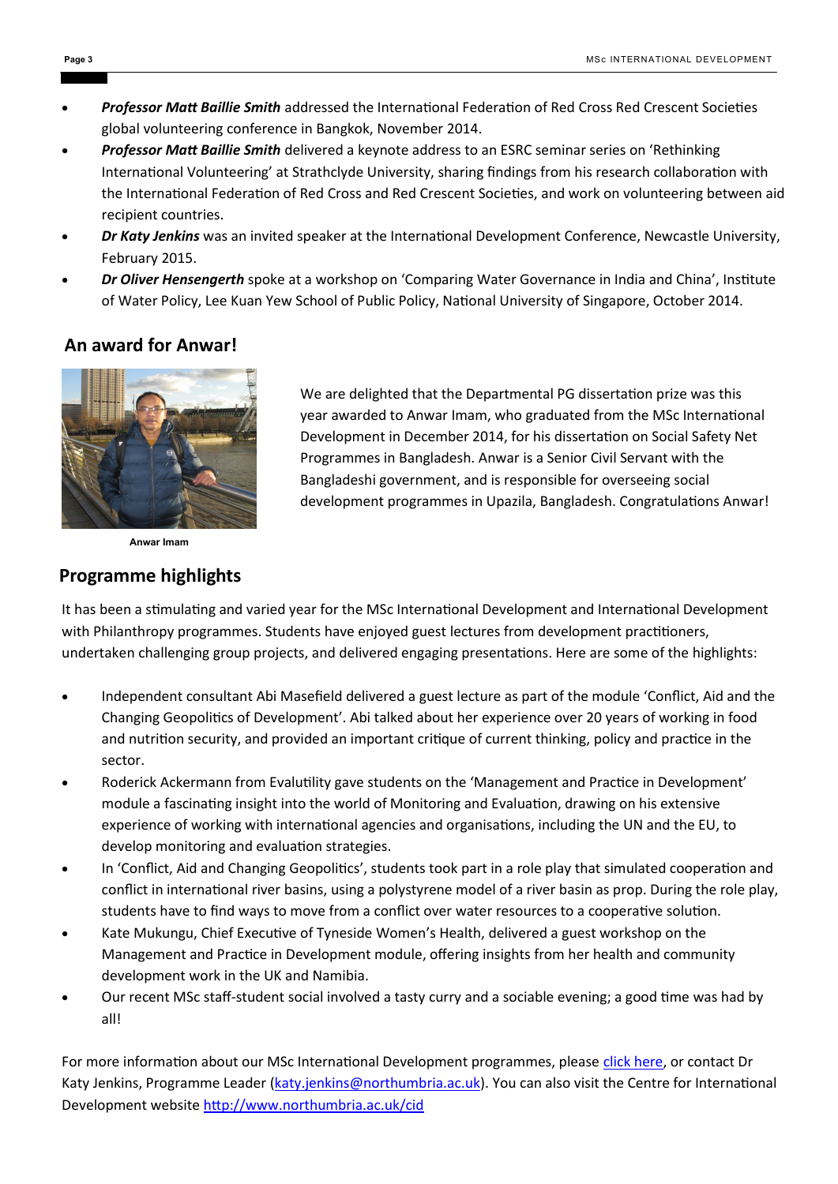- ***Professor Matt Baillie Smith*** addressed the International Federation of Red Cross Red Crescent Societies global volunteering conference in Bangkok, November 2014.
- ***Professor Matt Baillie Smith*** delivered a keynote address to an ESRC seminar series on 'Rethinking International Volunteering' at Strathclyde University, sharing findings from his research collaboration with the International Federation of Red Cross and Red Crescent Societies, and work on volunteering between aid recipient countries.
- ***Dr Katy Jenkins*** was an invited speaker at the International Development Conference, Newcastle University, February 2015.
- ***Dr Oliver Hensengerth*** spoke at a workshop on 'Comparing Water Governance in India and China', Institute of Water Policy, Lee Kuan Yew School of Public Policy, National University of Singapore, October 2014.

## An award for Anwar!

Anwar Imam

We are delighted that the Departmental PG dissertation prize was this year awarded to Anwar Imam, who graduated from the MSc International Development in December 2014, for his dissertation on Social Safety Net Programmes in Bangladesh. Anwar is a Senior Civil Servant with the Bangladeshi government, and is responsible for overseeing social development programmes in Upazila, Bangladesh. Congratulations Anwar!

## Programme highlights

It has been a stimulating and varied year for the MSc International Development and International Development with Philanthropy programmes. Students have enjoyed guest lectures from development practitioners, undertaken challenging group projects, and delivered engaging presentations. Here are some of the highlights:

- Independent consultant Abi Masefield delivered a guest lecture as part of the module 'Conflict, Aid and the Changing Geopolitics of Development'. Abi talked about her experience over 20 years of working in food and nutrition security, and provided an important critique of current thinking, policy and practice in the sector.
- Roderick Ackermann from Evalutility gave students on the 'Management and Practice in Development' module a fascinating insight into the world of Monitoring and Evaluation, drawing on his extensive experience of working with international agencies and organisations, including the UN and the EU, to develop monitoring and evaluation strategies.
- In 'Conflict, Aid and Changing Geopolitics', students took part in a role play that simulated cooperation and conflict in international river basins, using a polystyrene model of a river basin as prop. During the role play, students have to find ways to move from a conflict over water resources to a cooperative solution.
- Kate Mukungu, Chief Executive of Tyneside Women's Health, delivered a guest workshop on the Management and Practice in Development module, offering insights from her health and community development work in the UK and Namibia.
- Our recent MSc staff-student social involved a tasty curry and a sociable evening; a good time was had by all!

For more information about our MSc International Development programmes, please click here, or contact Dr Katy Jenkins, Programme Leader (katy.jenkins@northumbria.ac.uk). You can also visit the Centre for International Development website http://www.northumbria.ac.uk/cid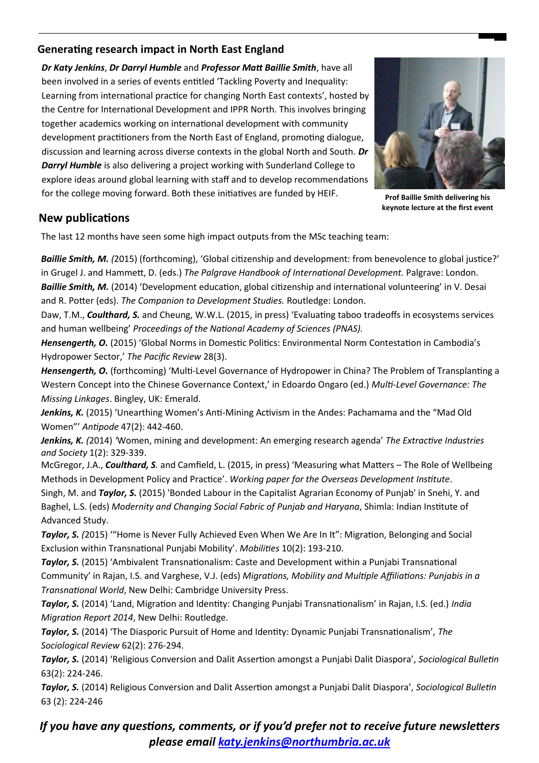## Generating research impact in North East England

***Dr Katy Jenkins***, ***Dr Darryl Humble*** and ***Professor Matt Baillie Smith***, have all been involved in a series of events entitled 'Tackling Poverty and Inequality: Learning from international practice for changing North East contexts', hosted by the Centre for International Development and IPPR North. This involves bringing together academics working on international development with community development practitioners from the North East of England, promoting dialogue, discussion and learning across diverse contexts in the global North and South. ***Dr Darryl Humble*** is also delivering a project working with Sunderland College to explore ideas around global learning with staff and to develop recommendations for the college moving forward. Both these initiatives are funded by HEIF.

**Prof Baillie Smith delivering his keynote lecture at the first event**

## New publications

The last 12 months have seen some high impact outputs from the MSc teaching team:

***Baillie Smith, M.*** *(*2015) (forthcoming), 'Global citizenship and development: from benevolence to global justice?' in Grugel J. and Hammett, D. (eds.) *The Palgrave Handbook of International Development.* Palgrave: London.

***Baillie Smith, M.*** (2014) 'Development education, global citizenship and international volunteering' in V. Desai and R. Potter (eds). *The Companion to Development Studies.* Routledge: London.

Daw, T.M., ***Coulthard, S.*** and Cheung, W.W.L. (2015, in press) 'Evaluating taboo tradeoffs in ecosystems services and human wellbeing' *Proceedings of the National Academy of Sciences (PNAS).*

***Hensengerth, O.*** (2015) 'Global Norms in Domestic Politics: Environmental Norm Contestation in Cambodia's Hydropower Sector,' *The Pacific Review* 28(3).

***Hensengerth, O.*** (forthcoming) 'Multi-Level Governance of Hydropower in China? The Problem of Transplanting a Western Concept into the Chinese Governance Context,' in Edoardo Ongaro (ed.) *Multi-Level Governance: The Missing Linkages*. Bingley, UK: Emerald.

***Jenkins, K.*** (2015) 'Unearthing Women's Anti-Mining Activism in the Andes: Pachamama and the "Mad Old Women"' *Antipode* 47(2): 442-460.

***Jenkins, K.*** *(*2014) *'*Women, mining and development: An emerging research agenda' *The Extractive Industries and Society* 1(2): 329-339.

McGregor, J.A., ***Coulthard, S.*** and Camfield, L. (2015, in press) 'Measuring what Matters – The Role of Wellbeing Methods in Development Policy and Practice'. *Working paper for the Overseas Development Institute*.

Singh, M. and ***Taylor, S.*** (2015) 'Bonded Labour in the Capitalist Agrarian Economy of Punjab' in Snehi, Y. and Baghel, L.S. (eds) *Modernity and Changing Social Fabric of Punjab and Haryana*, Shimla: Indian Institute of Advanced Study.

***Taylor, S.*** *(*2015) '"Home is Never Fully Achieved Even When We Are In It": Migration, Belonging and Social Exclusion within Transnational Punjabi Mobility'. *Mobilities* 10(2): 193-210.

***Taylor, S.*** (2015) 'Ambivalent Transnationalism: Caste and Development within a Punjabi Transnational Community' in Rajan, I.S. and Varghese, V.J. (eds) *Migrations, Mobility and Multiple Affiliations: Punjabis in a Transnational World*, New Delhi: Cambridge University Press.

***Taylor, S.*** (2014) 'Land, Migration and Identity: Changing Punjabi Transnationalism' in Rajan, I.S. (ed.) *India Migration Report 2014*, New Delhi: Routledge.

***Taylor, S.*** (2014) 'The Diasporic Pursuit of Home and Identity: Dynamic Punjabi Transnationalism', *The Sociological Review* 62(2): 276-294.

***Taylor, S.*** (2014) 'Religious Conversion and Dalit Assertion amongst a Punjabi Dalit Diaspora', *Sociological Bulletin* 63(2): 224-246.

***Taylor, S.*** (2014) Religious Conversion and Dalit Assertion amongst a Punjabi Dalit Diaspora', *Sociological Bulletin* 63 (2): 224-246

***If you have any questions, comments, or if you'd prefer not to receive future newsletters please email [katy.jenkins@northumbria.ac.uk](mailto:katy.jenkins@northumbria.ac.uk)***